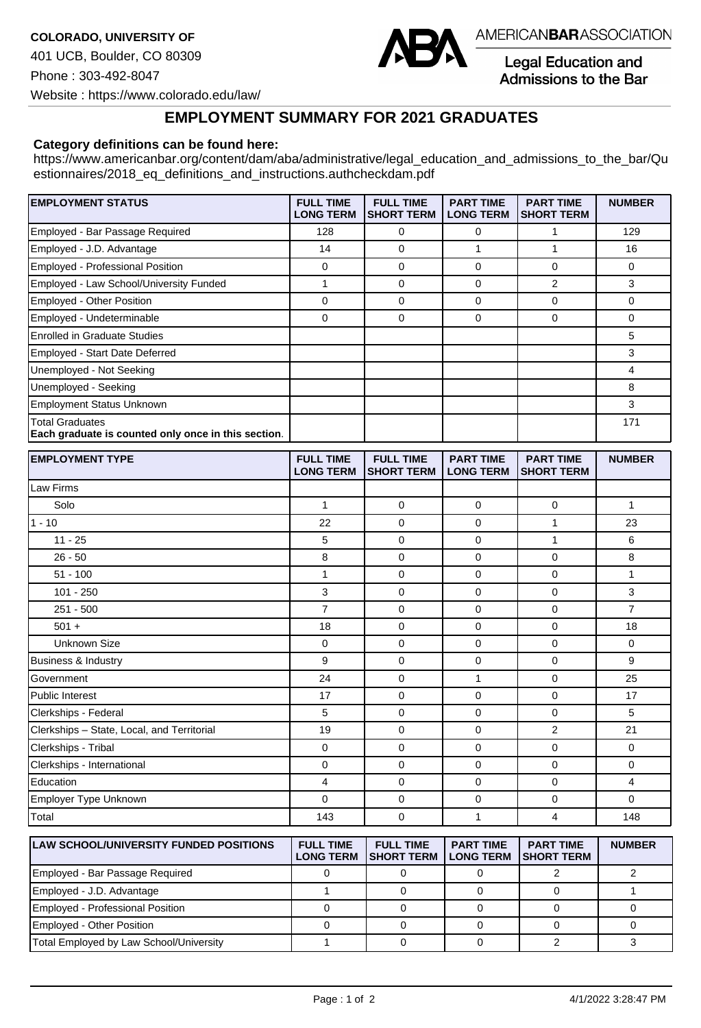**COLORADO, UNIVERSITY OF**

401 UCB, Boulder, CO 80309

Phone : 303-492-8047

Website : https://www.colorado.edu/law/

AMERICANBARASSOCIATION

Legal Education and Admissions to the Bar

## EMPLOYMENT SUMMARY FOR 2021 GRADUATES

**Category definitions can be found here:**

https://www.americanbar.org/content/dam/aba/administrative/legal_education_and_admissions_to_the_bar/Questionnaires/2018_eq_definitions_and_instructions.authcheckdam.pdf

| EMPLOYMENT STATUS | FULL TIME LONG TERM | FULL TIME SHORT TERM | PART TIME LONG TERM | PART TIME SHORT TERM | NUMBER |
|---|---|---|---|---|---|
| Employed - Bar Passage Required | 128 | 0 | 0 | 1 | 129 |
| Employed - J.D. Advantage | 14 | 0 | 1 | 1 | 16 |
| Employed - Professional Position | 0 | 0 | 0 | 0 | 0 |
| Employed - Law School/University Funded | 1 | 0 | 0 | 2 | 3 |
| Employed - Other Position | 0 | 0 | 0 | 0 | 0 |
| Employed - Undeterminable | 0 | 0 | 0 | 0 | 0 |
| Enrolled in Graduate Studies | | | | | 5 |
| Employed - Start Date Deferred | | | | | 3 |
| Unemployed - Not Seeking | | | | | 4 |
| Unemployed - Seeking | | | | | 8 |
| Employment Status Unknown | | | | | 3 |
| Total Graduates **Each graduate is counted only once in this section**. | | | | | 171 |

| EMPLOYMENT TYPE | FULL TIME LONG TERM | FULL TIME SHORT TERM | PART TIME LONG TERM | PART TIME SHORT TERM | NUMBER |
|---|---|---|---|---|---|
| Law Firms | | | | | |
| Solo | 1 | 0 | 0 | 0 | 1 |
| 1 - 10 | 22 | 0 | 0 | 1 | 23 |
| 11 - 25 | 5 | 0 | 0 | 1 | 6 |
| 26 - 50 | 8 | 0 | 0 | 0 | 8 |
| 51 - 100 | 1 | 0 | 0 | 0 | 1 |
| 101 - 250 | 3 | 0 | 0 | 0 | 3 |
| 251 - 500 | 7 | 0 | 0 | 0 | 7 |
| 501 + | 18 | 0 | 0 | 0 | 18 |
| Unknown Size | 0 | 0 | 0 | 0 | 0 |
| Business & Industry | 9 | 0 | 0 | 0 | 9 |
| Government | 24 | 0 | 1 | 0 | 25 |
| Public Interest | 17 | 0 | 0 | 0 | 17 |
| Clerkships - Federal | 5 | 0 | 0 | 0 | 5 |
| Clerkships – State, Local, and Territorial | 19 | 0 | 0 | 2 | 21 |
| Clerkships - Tribal | 0 | 0 | 0 | 0 | 0 |
| Clerkships - International | 0 | 0 | 0 | 0 | 0 |
| Education | 4 | 0 | 0 | 0 | 4 |
| Employer Type Unknown | 0 | 0 | 0 | 0 | 0 |
| Total | 143 | 0 | 1 | 4 | 148 |

| LAW SCHOOL/UNIVERSITY FUNDED POSITIONS | FULL TIME LONG TERM | FULL TIME SHORT TERM | PART TIME LONG TERM | PART TIME SHORT TERM | NUMBER |
|---|---|---|---|---|---|
| Employed - Bar Passage Required | 0 | 0 | 0 | 2 | 2 |
| Employed - J.D. Advantage | 1 | 0 | 0 | 0 | 1 |
| Employed - Professional Position | 0 | 0 | 0 | 0 | 0 |
| Employed - Other Position | 0 | 0 | 0 | 0 | 0 |
| Total Employed by Law School/University | 1 | 0 | 0 | 2 | 3 |

4/1/2022 3:28:47 PM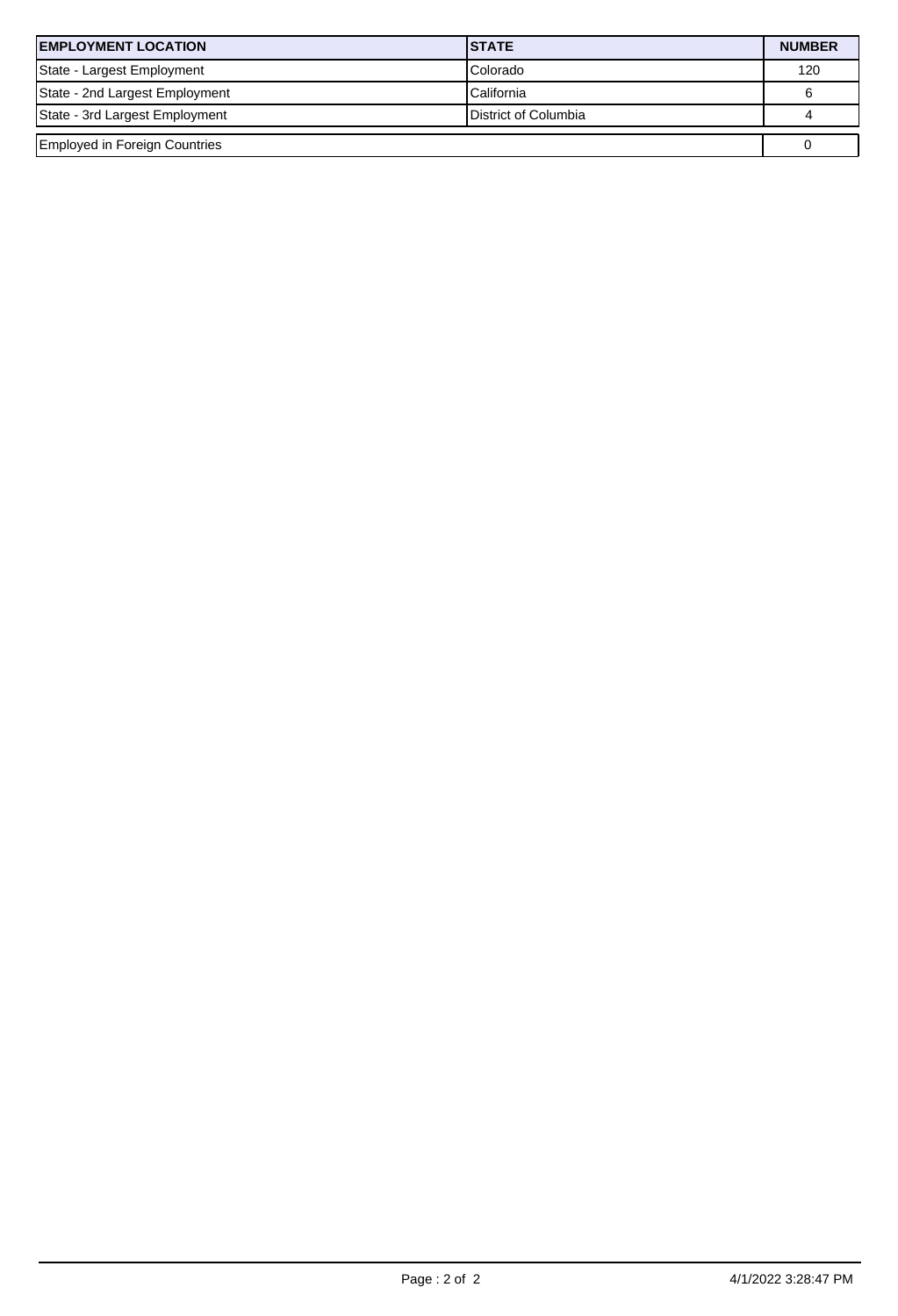| EMPLOYMENT LOCATION | STATE | NUMBER |
| --- | --- | --- |
| State - Largest Employment | Colorado | 120 |
| State - 2nd Largest Employment | California | 6 |
| State - 3rd Largest Employment | District of Columbia | 4 |
| Employed in Foreign Countries | | 0 |

4/1/2022 3:28:47 PM